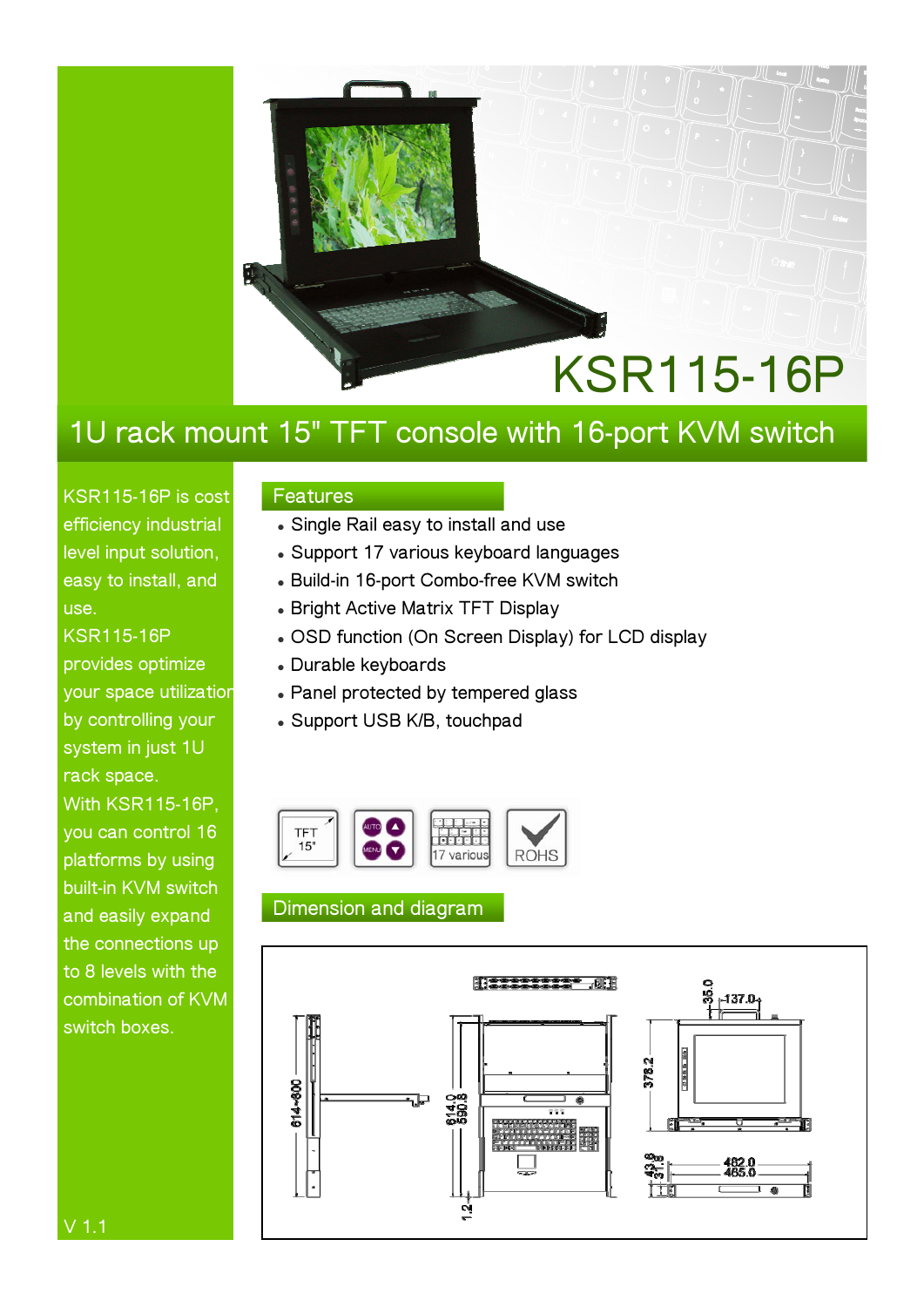# KSR115-16P

## 1U rack mount 15" TFT console with 16-port KVM switch

KSR115-16P is cost efficiency industrial level input solution, easy to install, and use.
KSR115-16P provides optimize your space utilization by controlling your system in just 1U rack space.
With KSR115-16P, you can control 16 platforms by using built-in KVM switch and easily expand the connections up to 8 levels with the combination of KVM switch boxes.

V 1.1

### Features

- Single Rail easy to install and use
- Support 17 various keyboard languages
- Build-in 16-port Combo-free KVM switch
- Bright Active Matrix TFT Display
- OSD function (On Screen Display) for LCD display
- Durable keyboards
- Panel protected by tempered glass
- Support USB K/B, touchpad

TFT 15" | AUTO MENU | 17 various | ROHS

### Dimension and diagram

614~800 | 614.0 | 590.8 | 1.2 | 35.0 | 137.0 | 378.2 | 43.8 | 31.8 | 482.0 | 465.0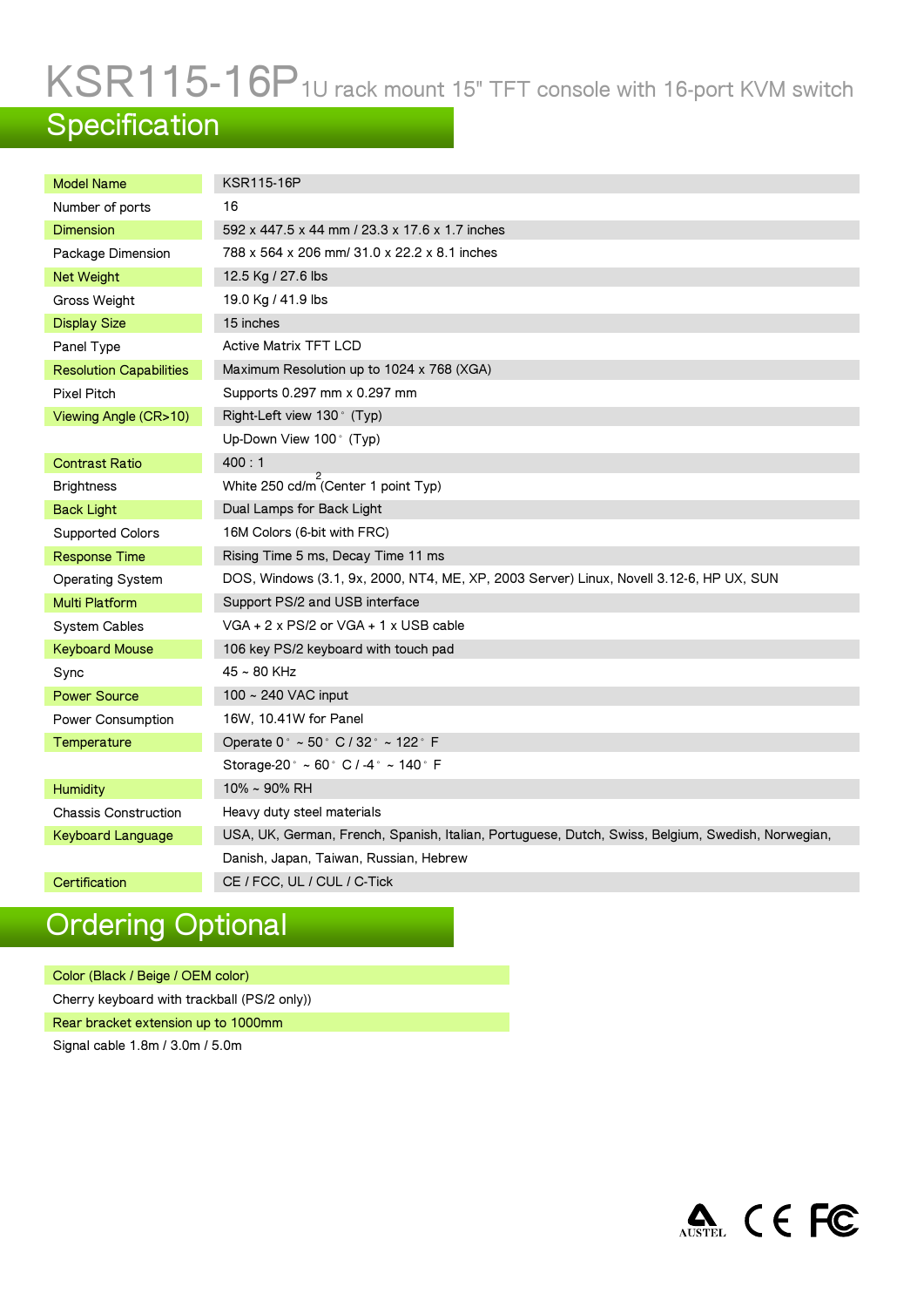# KSR115-16P 1U rack mount 15" TFT console with 16-port KVM switch

## Specification

| | |
|---|---|
| Model Name | KSR115-16P |
| Number of ports | 16 |
| Dimension | 592 x 447.5 x 44 mm / 23.3 x 17.6 x 1.7 inches |
| Package Dimension | 788 x 564 x 206 mm/ 31.0 x 22.2 x 8.1 inches |
| Net Weight | 12.5 Kg / 27.6 lbs |
| Gross Weight | 19.0 Kg / 41.9 lbs |
| Display Size | 15 inches |
| Panel Type | Active Matrix TFT LCD |
| Resolution Capabilities | Maximum Resolution up to 1024 x 768 (XGA) |
| Pixel Pitch | Supports 0.297 mm x 0.297 mm |
| Viewing Angle (CR>10) | Right-Left view 130° (Typ) |
| | Up-Down View 100° (Typ) |
| Contrast Ratio | 400 : 1 |
| Brightness | White 250 cd/m² (Center 1 point Typ) |
| Back Light | Dual Lamps for Back Light |
| Supported Colors | 16M Colors (6-bit with FRC) |
| Response Time | Rising Time 5 ms, Decay Time 11 ms |
| Operating System | DOS, Windows (3.1, 9x, 2000, NT4, ME, XP, 2003 Server) Linux, Novell 3.12-6, HP UX, SUN |
| Multi Platform | Support PS/2 and USB interface |
| System Cables | VGA + 2 x PS/2 or VGA + 1 x USB cable |
| Keyboard Mouse | 106 key PS/2 keyboard with touch pad |
| Sync | 45 ~ 80 KHz |
| Power Source | 100 ~ 240 VAC input |
| Power Consumption | 16W, 10.41W for Panel |
| Temperature | Operate 0° ~ 50° C / 32° ~ 122° F |
| | Storage-20° ~ 60° C / -4° ~ 140° F |
| Humidity | 10% ~ 90% RH |
| Chassis Construction | Heavy duty steel materials |
| Keyboard Language | USA, UK, German, French, Spanish, Italian, Portuguese, Dutch, Swiss, Belgium, Swedish, Norwegian, |
| | Danish, Japan, Taiwan, Russian, Hebrew |
| Certification | CE / FCC, UL / CUL / C-Tick |

## Ordering Optional

- Color (Black / Beige / OEM color)
- Cherry keyboard with trackball (PS/2 only))
- Rear bracket extension up to 1000mm
- Signal cable 1.8m / 3.0m / 5.0m